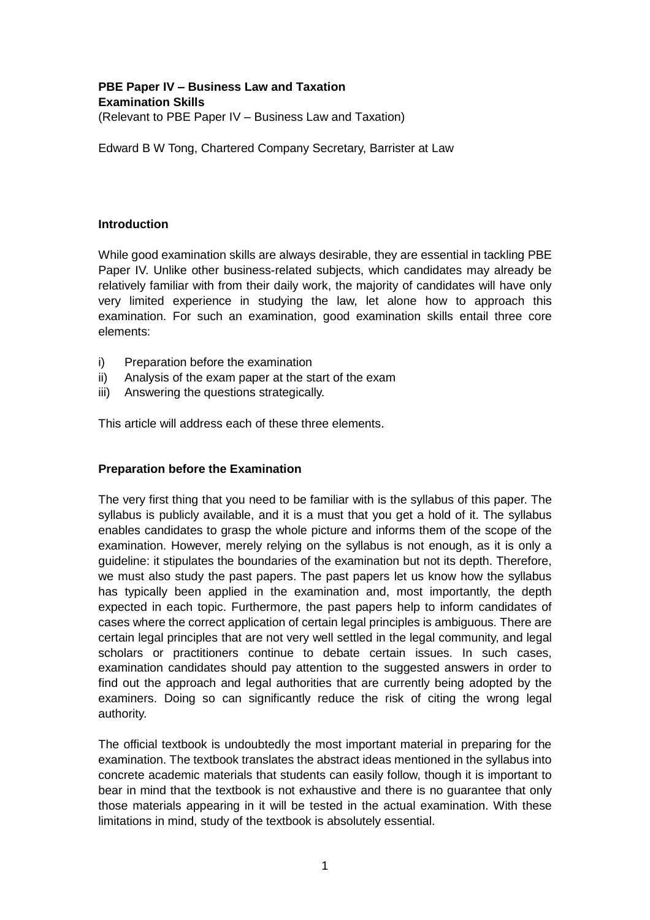**PBE Paper IV – Business Law and Taxation**
**Examination Skills**
(Relevant to PBE Paper IV – Business Law and Taxation)

Edward B W Tong, Chartered Company Secretary, Barrister at Law

### Introduction

While good examination skills are always desirable, they are essential in tackling PBE Paper IV. Unlike other business-related subjects, which candidates may already be relatively familiar with from their daily work, the majority of candidates will have only very limited experience in studying the law, let alone how to approach this examination. For such an examination, good examination skills entail three core elements:

i) Preparation before the examination
ii) Analysis of the exam paper at the start of the exam
iii) Answering the questions strategically.

This article will address each of these three elements.

### Preparation before the Examination

The very first thing that you need to be familiar with is the syllabus of this paper. The syllabus is publicly available, and it is a must that you get a hold of it. The syllabus enables candidates to grasp the whole picture and informs them of the scope of the examination. However, merely relying on the syllabus is not enough, as it is only a guideline: it stipulates the boundaries of the examination but not its depth. Therefore, we must also study the past papers. The past papers let us know how the syllabus has typically been applied in the examination and, most importantly, the depth expected in each topic. Furthermore, the past papers help to inform candidates of cases where the correct application of certain legal principles is ambiguous. There are certain legal principles that are not very well settled in the legal community, and legal scholars or practitioners continue to debate certain issues. In such cases, examination candidates should pay attention to the suggested answers in order to find out the approach and legal authorities that are currently being adopted by the examiners. Doing so can significantly reduce the risk of citing the wrong legal authority.

The official textbook is undoubtedly the most important material in preparing for the examination. The textbook translates the abstract ideas mentioned in the syllabus into concrete academic materials that students can easily follow, though it is important to bear in mind that the textbook is not exhaustive and there is no guarantee that only those materials appearing in it will be tested in the actual examination. With these limitations in mind, study of the textbook is absolutely essential.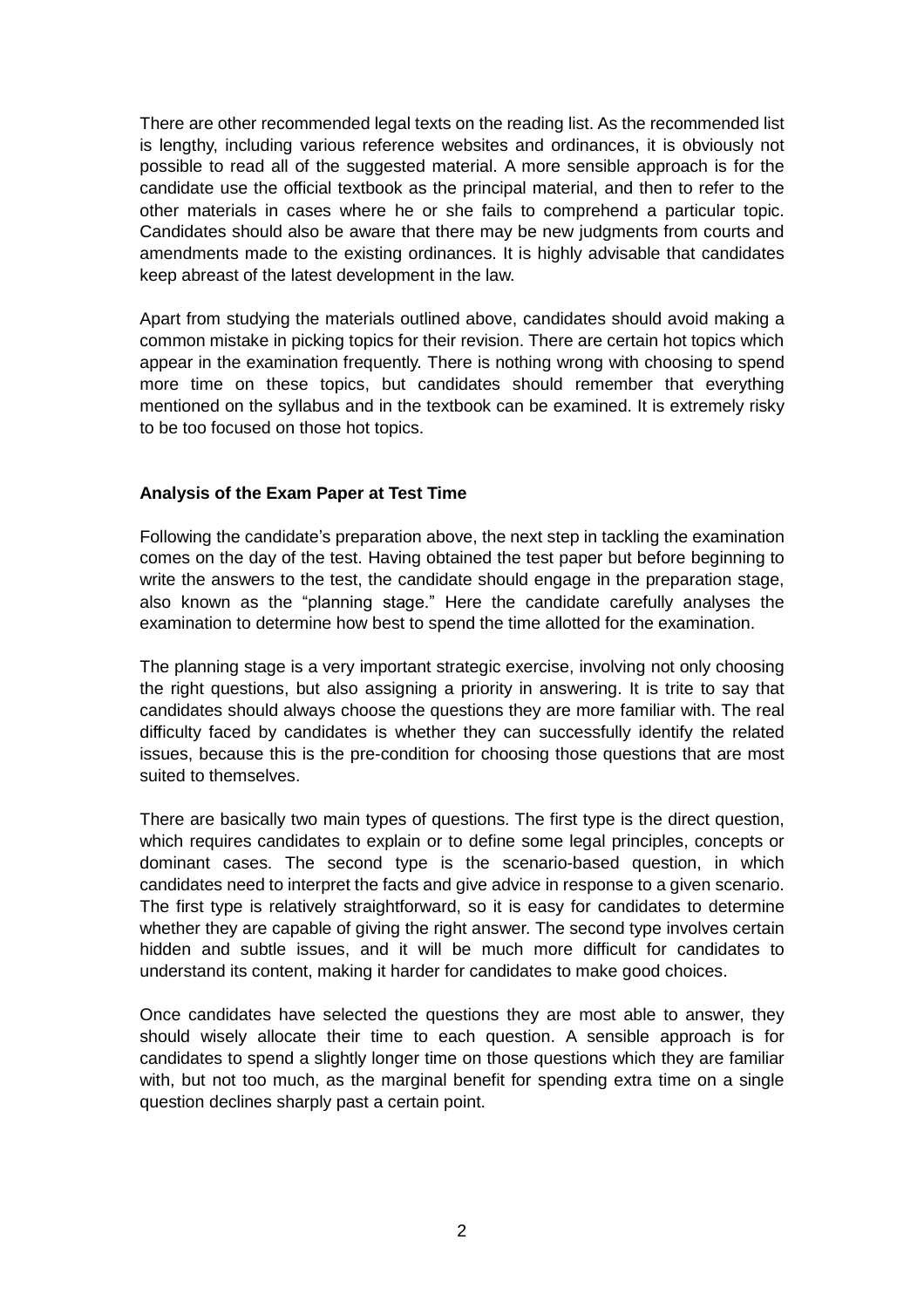There are other recommended legal texts on the reading list. As the recommended list is lengthy, including various reference websites and ordinances, it is obviously not possible to read all of the suggested material. A more sensible approach is for the candidate use the official textbook as the principal material, and then to refer to the other materials in cases where he or she fails to comprehend a particular topic. Candidates should also be aware that there may be new judgments from courts and amendments made to the existing ordinances. It is highly advisable that candidates keep abreast of the latest development in the law.

Apart from studying the materials outlined above, candidates should avoid making a common mistake in picking topics for their revision. There are certain hot topics which appear in the examination frequently. There is nothing wrong with choosing to spend more time on these topics, but candidates should remember that everything mentioned on the syllabus and in the textbook can be examined. It is extremely risky to be too focused on those hot topics.

**Analysis of the Exam Paper at Test Time**

Following the candidate's preparation above, the next step in tackling the examination comes on the day of the test. Having obtained the test paper but before beginning to write the answers to the test, the candidate should engage in the preparation stage, also known as the "planning stage." Here the candidate carefully analyses the examination to determine how best to spend the time allotted for the examination.

The planning stage is a very important strategic exercise, involving not only choosing the right questions, but also assigning a priority in answering. It is trite to say that candidates should always choose the questions they are more familiar with. The real difficulty faced by candidates is whether they can successfully identify the related issues, because this is the pre-condition for choosing those questions that are most suited to themselves.

There are basically two main types of questions. The first type is the direct question, which requires candidates to explain or to define some legal principles, concepts or dominant cases. The second type is the scenario-based question, in which candidates need to interpret the facts and give advice in response to a given scenario. The first type is relatively straightforward, so it is easy for candidates to determine whether they are capable of giving the right answer. The second type involves certain hidden and subtle issues, and it will be much more difficult for candidates to understand its content, making it harder for candidates to make good choices.

Once candidates have selected the questions they are most able to answer, they should wisely allocate their time to each question. A sensible approach is for candidates to spend a slightly longer time on those questions which they are familiar with, but not too much, as the marginal benefit for spending extra time on a single question declines sharply past a certain point.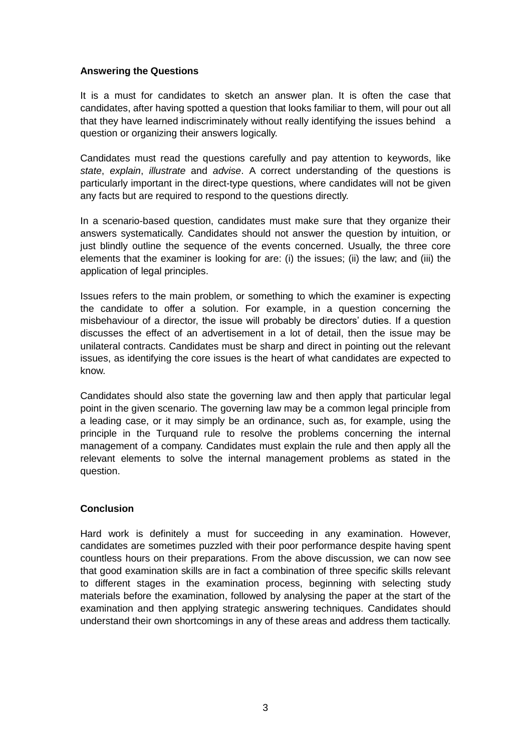**Answering the Questions**

It is a must for candidates to sketch an answer plan. It is often the case that candidates, after having spotted a question that looks familiar to them, will pour out all that they have learned indiscriminately without really identifying the issues behind a question or organizing their answers logically.

Candidates must read the questions carefully and pay attention to keywords, like *state*, *explain*, *illustrate* and *advise*. A correct understanding of the questions is particularly important in the direct-type questions, where candidates will not be given any facts but are required to respond to the questions directly.

In a scenario-based question, candidates must make sure that they organize their answers systematically. Candidates should not answer the question by intuition, or just blindly outline the sequence of the events concerned. Usually, the three core elements that the examiner is looking for are: (i) the issues; (ii) the law; and (iii) the application of legal principles.

Issues refers to the main problem, or something to which the examiner is expecting the candidate to offer a solution. For example, in a question concerning the misbehaviour of a director, the issue will probably be directors' duties. If a question discusses the effect of an advertisement in a lot of detail, then the issue may be unilateral contracts. Candidates must be sharp and direct in pointing out the relevant issues, as identifying the core issues is the heart of what candidates are expected to know.

Candidates should also state the governing law and then apply that particular legal point in the given scenario. The governing law may be a common legal principle from a leading case, or it may simply be an ordinance, such as, for example, using the principle in the Turquand rule to resolve the problems concerning the internal management of a company. Candidates must explain the rule and then apply all the relevant elements to solve the internal management problems as stated in the question.

**Conclusion**

Hard work is definitely a must for succeeding in any examination. However, candidates are sometimes puzzled with their poor performance despite having spent countless hours on their preparations. From the above discussion, we can now see that good examination skills are in fact a combination of three specific skills relevant to different stages in the examination process, beginning with selecting study materials before the examination, followed by analysing the paper at the start of the examination and then applying strategic answering techniques. Candidates should understand their own shortcomings in any of these areas and address them tactically.